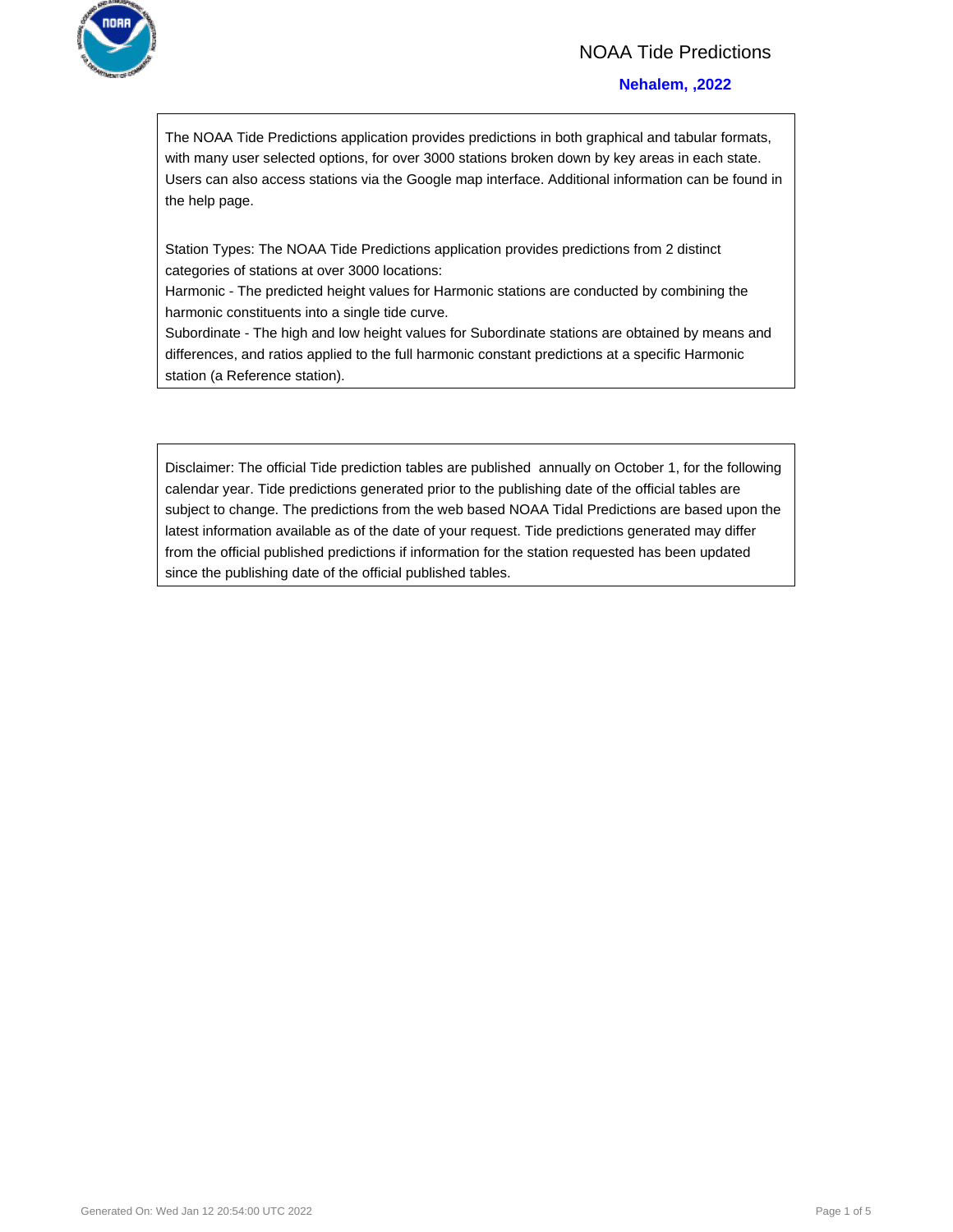# NOAA Tide Predictions

## Nehalem, ,2022

The NOAA Tide Predictions application provides predictions in both graphical and tabular formats, with many user selected options, for over 3000 stations broken down by key areas in each state. Users can also access stations via the Google map interface. Additional information can be found in the help page.

Station Types: The NOAA Tide Predictions application provides predictions from 2 distinct categories of stations at over 3000 locations:
Harmonic - The predicted height values for Harmonic stations are conducted by combining the harmonic constituents into a single tide curve.
Subordinate - The high and low height values for Subordinate stations are obtained by means and differences, and ratios applied to the full harmonic constant predictions at a specific Harmonic station (a Reference station).

Disclaimer: The official Tide prediction tables are published annually on October 1, for the following calendar year. Tide predictions generated prior to the publishing date of the official tables are subject to change. The predictions from the web based NOAA Tidal Predictions are based upon the latest information available as of the date of your request. Tide predictions generated may differ from the official published predictions if information for the station requested has been updated since the publishing date of the official published tables.

Generated On: Wed Jan 12 20:54:00 UTC 2022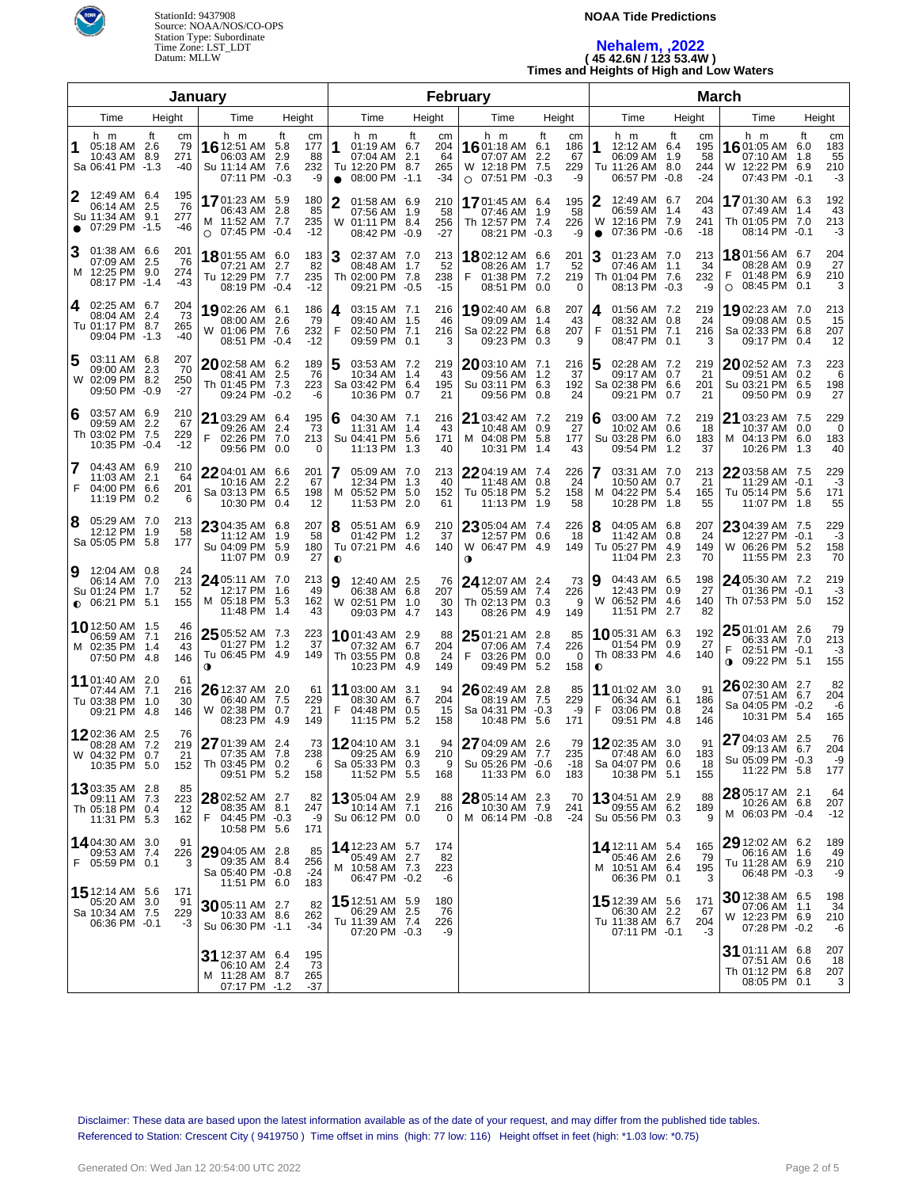StationId: 9437908
Source: NOAA/NOS/CO-OPS
Station Type: Subordinate
Time Zone: LST_LDT
Datum: MLLW

# NOAA Tide Predictions

## Nehalem, ,2022

**( 45 42.6N / 123 53.4W )**

**Times and Heights of High and Low Waters**

## January

| Date | Day | Time (h m) | Height (ft) | Height (cm) |
|---|---|---|---|---|
| 1 | Sa | 05:18 AM | 2.6 | 79 |
| | | 10:43 AM | 8.9 | 271 |
| | | 06:41 PM | -1.3 | -40 |
| 2 | Su ● | 12:49 AM | 6.4 | 195 |
| | | 06:14 AM | 2.5 | 76 |
| | | 11:34 AM | 9.1 | 277 |
| | | 07:29 PM | -1.5 | -46 |
| 3 | M | 01:38 AM | 6.6 | 201 |
| | | 07:09 AM | 2.5 | 76 |
| | | 12:25 PM | 9.0 | 274 |
| | | 08:17 PM | -1.4 | -43 |
| 4 | Tu | 02:25 AM | 6.7 | 204 |
| | | 08:04 AM | 2.4 | 73 |
| | | 01:17 PM | 8.7 | 265 |
| | | 09:04 PM | -1.3 | -40 |
| 5 | W | 03:11 AM | 6.8 | 207 |
| | | 09:00 AM | 2.3 | 70 |
| | | 02:09 PM | 8.2 | 250 |
| | | 09:50 PM | -0.9 | -27 |
| 6 | Th | 03:57 AM | 6.9 | 210 |
| | | 09:59 AM | 2.2 | 67 |
| | | 03:02 PM | 7.5 | 229 |
| | | 10:35 PM | -0.4 | -12 |
| 7 | F | 04:43 AM | 6.9 | 210 |
| | | 11:03 AM | 2.1 | 64 |
| | | 04:00 PM | 6.6 | 201 |
| | | 11:19 PM | 0.2 | 6 |
| 8 | Sa | 05:29 AM | 7.0 | 213 |
| | | 12:12 PM | 1.9 | 58 |
| | | 05:05 PM | 5.8 | 177 |
| 9 | Su ◐ | 12:04 AM | 0.8 | 24 |
| | | 06:14 AM | 7.0 | 213 |
| | | 01:24 PM | 1.7 | 52 |
| | | 06:21 PM | 5.1 | 155 |
| 10 | M | 12:50 AM | 1.5 | 46 |
| | | 06:59 AM | 7.1 | 216 |
| | | 02:35 PM | 1.4 | 43 |
| | | 07:50 PM | 4.8 | 146 |
| 11 | Tu | 01:40 AM | 2.0 | 61 |
| | | 07:44 AM | 7.1 | 216 |
| | | 03:38 PM | 1.0 | 30 |
| | | 09:21 PM | 4.8 | 146 |
| 12 | W | 02:36 AM | 2.5 | 76 |
| | | 08:28 AM | 7.2 | 219 |
| | | 04:32 PM | 0.7 | 21 |
| | | 10:35 PM | 5.0 | 152 |
| 13 | Th | 03:35 AM | 2.8 | 85 |
| | | 09:11 AM | 7.3 | 223 |
| | | 05:18 PM | 0.4 | 12 |
| | | 11:31 PM | 5.3 | 162 |
| 14 | F | 04:30 AM | 3.0 | 91 |
| | | 09:53 AM | 7.4 | 226 |
| | | 05:59 PM | 0.1 | 3 |
| 15 | Sa | 12:14 AM | 5.6 | 171 |
| | | 05:20 AM | 3.0 | 91 |
| | | 10:34 AM | 7.5 | 229 |
| | | 06:36 PM | -0.1 | -3 |
| 16 | Su | 12:51 AM | 5.8 | 177 |
| | | 06:03 AM | 2.9 | 88 |
| | | 11:14 AM | 7.6 | 232 |
| | | 07:11 PM | -0.3 | -9 |
| 17 | M ○ | 01:23 AM | 5.9 | 180 |
| | | 06:43 AM | 2.8 | 85 |
| | | 11:52 AM | 7.7 | 235 |
| | | 07:45 PM | -0.4 | -12 |
| 18 | Tu | 01:55 AM | 6.0 | 183 |
| | | 07:21 AM | 2.7 | 82 |
| | | 12:29 PM | 7.7 | 235 |
| | | 08:19 PM | -0.4 | -12 |
| 19 | W | 02:26 AM | 6.1 | 186 |
| | | 08:00 AM | 2.6 | 79 |
| | | 01:06 PM | 7.6 | 232 |
| | | 08:51 PM | -0.4 | -12 |
| 20 | Th | 02:58 AM | 6.2 | 189 |
| | | 08:41 AM | 2.5 | 76 |
| | | 01:45 PM | 7.3 | 223 |
| | | 09:24 PM | -0.2 | -6 |
| 21 | F | 03:29 AM | 6.4 | 195 |
| | | 09:26 AM | 2.4 | 73 |
| | | 02:26 PM | 7.0 | 213 |
| | | 09:56 PM | 0.0 | 0 |
| 22 | Sa | 04:01 AM | 6.6 | 201 |
| | | 10:16 AM | 2.2 | 67 |
| | | 03:13 PM | 6.5 | 198 |
| | | 10:30 PM | 0.4 | 12 |
| 23 | Su | 04:35 AM | 6.8 | 207 |
| | | 11:12 AM | 1.9 | 58 |
| | | 04:09 PM | 5.9 | 180 |
| | | 11:07 PM | 0.9 | 27 |
| 24 | M | 05:11 AM | 7.0 | 213 |
| | | 12:17 PM | 1.6 | 49 |
| | | 05:18 PM | 5.3 | 162 |
| | | 11:48 PM | 1.4 | 43 |
| 25 | Tu ◑ | 05:52 AM | 7.3 | 223 |
| | | 01:27 PM | 1.2 | 37 |
| | | 06:45 PM | 4.9 | 149 |
| 26 | W | 12:37 AM | 2.0 | 61 |
| | | 06:40 AM | 7.5 | 229 |
| | | 02:38 PM | 0.7 | 21 |
| | | 08:23 PM | 4.9 | 149 |
| 27 | Th | 01:39 AM | 2.4 | 73 |
| | | 07:35 AM | 7.8 | 238 |
| | | 03:45 PM | 0.2 | 6 |
| | | 09:51 PM | 5.2 | 158 |
| 28 | F | 02:52 AM | 2.7 | 82 |
| | | 08:35 AM | 8.1 | 247 |
| | | 04:45 PM | -0.3 | -9 |
| | | 10:58 PM | 5.6 | 171 |
| 29 | Sa | 04:05 AM | 2.8 | 85 |
| | | 09:35 AM | 8.4 | 256 |
| | | 05:40 PM | -0.8 | -24 |
| | | 11:51 PM | 6.0 | 183 |
| 30 | Su | 05:11 AM | 2.7 | 82 |
| | | 10:33 AM | 8.6 | 262 |
| | | 06:30 PM | -1.1 | -34 |
| 31 | M | 12:37 AM | 6.4 | 195 |
| | | 06:10 AM | 2.4 | 73 |
| | | 11:28 AM | 8.7 | 265 |
| | | 07:17 PM | -1.2 | -37 |

## February

| Date | Day | Time (h m) | Height (ft) | Height (cm) |
|---|---|---|---|---|
| 1 | Tu ● | 01:19 AM | 6.7 | 204 |
| | | 07:04 AM | 2.1 | 64 |
| | | 12:20 PM | 8.7 | 265 |
| | | 08:00 PM | -1.1 | -34 |
| 2 | W | 01:58 AM | 6.9 | 210 |
| | | 07:56 AM | 1.9 | 58 |
| | | 01:11 PM | 8.4 | 256 |
| | | 08:42 PM | -0.9 | -27 |
| 3 | Th | 02:37 AM | 7.0 | 213 |
| | | 08:48 AM | 1.7 | 52 |
| | | 02:00 PM | 7.8 | 238 |
| | | 09:21 PM | -0.5 | -15 |
| 4 | F | 03:15 AM | 7.1 | 216 |
| | | 09:40 AM | 1.5 | 46 |
| | | 02:50 PM | 7.1 | 216 |
| | | 09:59 PM | 0.1 | 3 |
| 5 | Sa | 03:53 AM | 7.2 | 219 |
| | | 10:34 AM | 1.4 | 43 |
| | | 03:42 PM | 6.4 | 195 |
| | | 10:36 PM | 0.7 | 21 |
| 6 | Su | 04:30 AM | 7.1 | 216 |
| | | 11:31 AM | 1.4 | 43 |
| | | 04:41 PM | 5.6 | 171 |
| | | 11:13 PM | 1.3 | 40 |
| 7 | M | 05:09 AM | 7.0 | 213 |
| | | 12:34 PM | 1.3 | 40 |
| | | 05:52 PM | 5.0 | 152 |
| | | 11:53 PM | 2.0 | 61 |
| 8 | Tu ◐ | 05:51 AM | 6.9 | 210 |
| | | 01:42 PM | 1.2 | 37 |
| | | 07:21 PM | 4.6 | 140 |
| 9 | W | 12:40 AM | 2.5 | 76 |
| | | 06:38 AM | 6.8 | 207 |
| | | 02:51 PM | 1.0 | 30 |
| | | 09:03 PM | 4.7 | 143 |
| 10 | Th | 01:43 AM | 2.9 | 88 |
| | | 07:32 AM | 6.7 | 204 |
| | | 03:55 PM | 0.8 | 24 |
| | | 10:23 PM | 4.9 | 149 |
| 11 | F | 03:00 AM | 3.1 | 94 |
| | | 08:30 AM | 6.7 | 204 |
| | | 04:48 PM | 0.5 | 15 |
| | | 11:15 PM | 5.2 | 158 |
| 12 | Sa | 04:10 AM | 3.1 | 94 |
| | | 09:25 AM | 6.9 | 210 |
| | | 05:33 PM | 0.3 | 9 |
| | | 11:52 PM | 5.5 | 168 |
| 13 | Su | 05:04 AM | 2.9 | 88 |
| | | 10:14 AM | 7.1 | 216 |
| | | 06:12 PM | 0.0 | 0 |
| 14 | M | 12:23 AM | 5.7 | 174 |
| | | 05:49 AM | 2.7 | 82 |
| | | 10:58 AM | 7.3 | 223 |
| | | 06:47 PM | -0.2 | -6 |
| 15 | Tu | 12:51 AM | 5.9 | 180 |
| | | 06:29 AM | 2.5 | 76 |
| | | 11:39 AM | 7.4 | 226 |
| | | 07:20 PM | -0.3 | -9 |
| 16 | W ○ | 01:18 AM | 6.1 | 186 |
| | | 07:07 AM | 2.2 | 67 |
| | | 12:18 PM | 7.5 | 229 |
| | | 07:51 PM | -0.3 | -9 |
| 17 | Th | 01:45 AM | 6.4 | 195 |
| | | 07:46 AM | 1.9 | 58 |
| | | 12:57 PM | 7.4 | 226 |
| | | 08:21 PM | -0.3 | -9 |
| 18 | F | 02:12 AM | 6.6 | 201 |
| | | 08:26 AM | 1.7 | 52 |
| | | 01:38 PM | 7.2 | 219 |
| | | 08:51 PM | 0.0 | 0 |
| 19 | Sa | 02:40 AM | 6.8 | 207 |
| | | 09:09 AM | 1.4 | 43 |
| | | 02:22 PM | 6.8 | 207 |
| | | 09:23 PM | 0.3 | 9 |
| 20 | Su | 03:10 AM | 7.1 | 216 |
| | | 09:56 AM | 1.2 | 37 |
| | | 03:11 PM | 6.3 | 192 |
| | | 09:56 PM | 0.8 | 24 |
| 21 | M | 03:42 AM | 7.2 | 219 |
| | | 10:48 AM | 0.9 | 27 |
| | | 04:08 PM | 5.8 | 177 |
| | | 10:31 PM | 1.4 | 43 |
| 22 | Tu | 04:19 AM | 7.4 | 226 |
| | | 11:48 AM | 0.8 | 24 |
| | | 05:18 PM | 5.2 | 158 |
| | | 11:13 PM | 1.9 | 58 |
| 23 | W ◑ | 05:04 AM | 7.4 | 226 |
| | | 12:57 PM | 0.6 | 18 |
| | | 06:47 PM | 4.9 | 149 |
| 24 | Th | 12:07 AM | 2.4 | 73 |
| | | 05:59 AM | 7.4 | 226 |
| | | 02:13 PM | 0.3 | 9 |
| | | 08:26 PM | 4.9 | 149 |
| 25 | F | 01:21 AM | 2.8 | 85 |
| | | 07:06 AM | 7.4 | 226 |
| | | 03:26 PM | 0.0 | 0 |
| | | 09:49 PM | 5.2 | 158 |
| 26 | Sa | 02:49 AM | 2.8 | 85 |
| | | 08:19 AM | 7.5 | 229 |
| | | 04:31 PM | -0.3 | -9 |
| | | 10:48 PM | 5.6 | 171 |
| 27 | Su | 04:09 AM | 2.6 | 79 |
| | | 09:29 AM | 7.7 | 235 |
| | | 05:26 PM | -0.6 | -18 |
| | | 11:33 PM | 6.0 | 183 |
| 28 | M | 05:14 AM | 2.3 | 70 |
| | | 10:30 AM | 7.9 | 241 |
| | | 06:14 PM | -0.8 | -24 |

## March

| Date | Day | Time (h m) | Height (ft) | Height (cm) |
|---|---|---|---|---|
| 1 | Tu | 12:12 AM | 6.4 | 195 |
| | | 06:09 AM | 1.9 | 58 |
| | | 11:26 AM | 8.0 | 244 |
| | | 06:57 PM | -0.8 | -24 |
| 2 | W ● | 12:49 AM | 6.7 | 204 |
| | | 06:59 AM | 1.4 | 43 |
| | | 12:16 PM | 7.9 | 241 |
| | | 07:36 PM | -0.6 | -18 |
| 3 | Th | 01:23 AM | 7.0 | 213 |
| | | 07:46 AM | 1.1 | 34 |
| | | 01:04 PM | 7.6 | 232 |
| | | 08:13 PM | -0.3 | -9 |
| 4 | F | 01:56 AM | 7.2 | 219 |
| | | 08:32 AM | 0.8 | 24 |
| | | 01:51 PM | 7.1 | 216 |
| | | 08:47 PM | 0.1 | 3 |
| 5 | Sa | 02:28 AM | 7.2 | 219 |
| | | 09:17 AM | 0.7 | 21 |
| | | 02:38 PM | 6.6 | 201 |
| | | 09:21 PM | 0.7 | 21 |
| 6 | Su | 03:00 AM | 7.2 | 219 |
| | | 10:02 AM | 0.6 | 18 |
| | | 03:28 PM | 6.0 | 183 |
| | | 09:54 PM | 1.2 | 37 |
| 7 | M | 03:31 AM | 7.0 | 213 |
| | | 10:50 AM | 0.7 | 21 |
| | | 04:22 PM | 5.4 | 165 |
| | | 10:28 PM | 1.8 | 55 |
| 8 | Tu | 04:05 AM | 6.8 | 207 |
| | | 11:42 AM | 0.8 | 24 |
| | | 05:27 PM | 4.9 | 149 |
| | | 11:04 PM | 2.3 | 70 |
| 9 | W | 04:43 AM | 6.5 | 198 |
| | | 12:43 PM | 0.9 | 27 |
| | | 06:52 PM | 4.6 | 140 |
| | | 11:51 PM | 2.7 | 82 |
| 10 | Th ◐ | 05:31 AM | 6.3 | 192 |
| | | 01:54 PM | 0.9 | 27 |
| | | 08:33 PM | 4.6 | 140 |
| 11 | F | 01:02 AM | 3.0 | 91 |
| | | 06:34 AM | 6.1 | 186 |
| | | 03:06 PM | 0.8 | 24 |
| | | 09:51 PM | 4.8 | 146 |
| 12 | Sa | 02:35 AM | 3.0 | 91 |
| | | 07:48 AM | 6.0 | 183 |
| | | 04:07 PM | 0.6 | 18 |
| | | 10:38 PM | 5.1 | 155 |
| 13 | Su | 04:51 AM | 2.9 | 88 |
| | | 09:55 AM | 6.2 | 189 |
| | | 05:56 PM | 0.3 | 9 |
| 14 | M | 12:11 AM | 5.4 | 165 |
| | | 05:46 AM | 2.6 | 79 |
| | | 10:51 AM | 6.4 | 195 |
| | | 06:36 PM | 0.1 | 3 |
| 15 | Tu | 12:39 AM | 5.6 | 171 |
| | | 06:30 AM | 2.2 | 67 |
| | | 11:38 AM | 6.7 | 204 |
| | | 07:11 PM | -0.1 | -3 |
| 16 | W | 01:05 AM | 6.0 | 183 |
| | | 07:10 AM | 1.8 | 55 |
| | | 12:22 PM | 6.9 | 210 |
| | | 07:43 PM | -0.1 | -3 |
| 17 | Th | 01:30 AM | 6.3 | 192 |
| | | 07:49 AM | 1.4 | 43 |
| | | 01:05 PM | 7.0 | 213 |
| | | 08:14 PM | -0.1 | -3 |
| 18 | F ○ | 01:56 AM | 6.7 | 204 |
| | | 08:28 AM | 0.9 | 27 |
| | | 01:48 PM | 6.9 | 210 |
| | | 08:45 PM | 0.1 | 3 |
| 19 | Sa | 02:23 AM | 7.0 | 213 |
| | | 09:08 AM | 0.5 | 15 |
| | | 02:33 PM | 6.8 | 207 |
| | | 09:17 PM | 0.4 | 12 |
| 20 | Su | 02:52 AM | 7.3 | 223 |
| | | 09:51 AM | 0.2 | 6 |
| | | 03:21 PM | 6.5 | 198 |
| | | 09:50 PM | 0.9 | 27 |
| 21 | M | 03:23 AM | 7.5 | 229 |
| | | 10:37 AM | 0.0 | 0 |
| | | 04:13 PM | 6.0 | 183 |
| | | 10:26 PM | 1.3 | 40 |
| 22 | Tu | 03:58 AM | 7.5 | 229 |
| | | 11:29 AM | -0.1 | -3 |
| | | 05:14 PM | 5.6 | 171 |
| | | 11:07 PM | 1.8 | 55 |
| 23 | W | 04:39 AM | 7.5 | 229 |
| | | 12:27 PM | -0.1 | -3 |
| | | 06:26 PM | 5.2 | 158 |
| | | 11:55 PM | 2.3 | 70 |
| 24 | Th | 05:30 AM | 7.2 | 219 |
| | | 01:36 PM | -0.1 | -3 |
| | | 07:53 PM | 5.0 | 152 |
| 25 | F ◑ | 01:01 AM | 2.6 | 79 |
| | | 06:33 AM | 7.0 | 213 |
| | | 02:51 PM | -0.1 | -3 |
| | | 09:22 PM | 5.1 | 155 |
| 26 | Sa | 02:30 AM | 2.7 | 82 |
| | | 07:51 AM | 6.7 | 204 |
| | | 04:05 PM | -0.2 | -6 |
| | | 10:31 PM | 5.4 | 165 |
| 27 | Su | 04:03 AM | 2.5 | 76 |
| | | 09:13 AM | 6.7 | 204 |
| | | 05:09 PM | -0.3 | -9 |
| | | 11:22 PM | 5.8 | 177 |
| 28 | M | 05:17 AM | 2.1 | 64 |
| | | 10:26 AM | 6.8 | 207 |
| | | 06:03 PM | -0.4 | -12 |
| 29 | Tu | 12:02 AM | 6.2 | 189 |
| | | 06:16 AM | 1.6 | 49 |
| | | 11:28 AM | 6.9 | 210 |
| | | 06:48 PM | -0.3 | -9 |
| 30 | W | 12:38 AM | 6.5 | 198 |
| | | 07:06 AM | 1.1 | 34 |
| | | 12:23 PM | 6.9 | 210 |
| | | 07:28 PM | -0.2 | -6 |
| 31 | Th | 01:11 AM | 6.8 | 207 |
| | | 07:51 AM | 0.6 | 18 |
| | | 01:12 PM | 6.8 | 207 |
| | | 08:05 PM | 0.1 | 3 |

Disclaimer: These data are based upon the latest information available as of the date of your request, and may differ from the published tide tables.
Referenced to Station: Crescent City ( 9419750 ) Time offset in mins (high: 77 low: 116) Height offset in feet (high: *1.03 low: *0.75)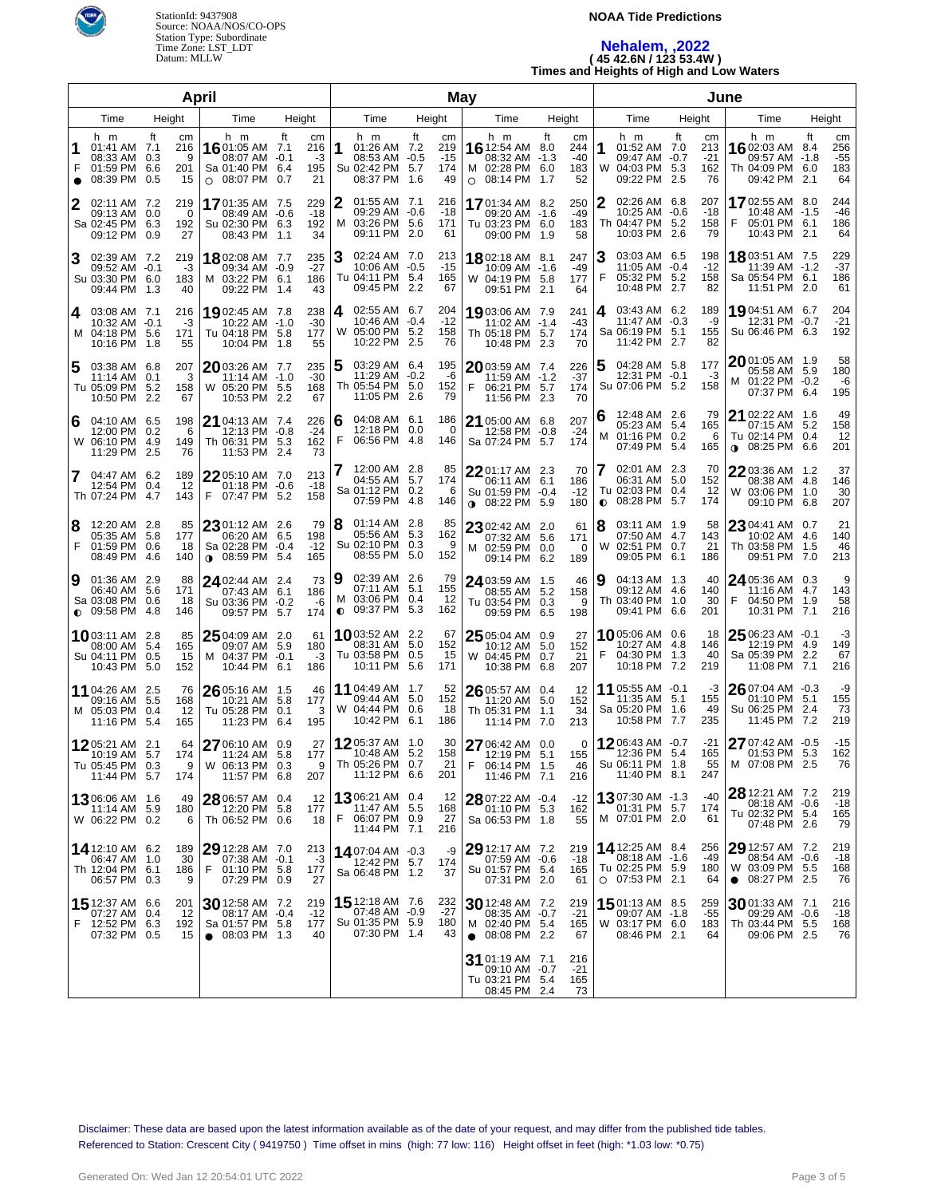StationId: 9437908
Source: NOAA/NOS/CO-OPS
Station Type: Subordinate
Time Zone: LST_LDT
Datum: MLLW

**NOAA Tide Predictions**

# Nehalem, ,2022

**( 45 42.6N / 123 53.4W )**

**Times and Heights of High and Low Waters**

## April

| Day | Time | Height (ft) | Height (cm) |
|---|---|---|---|
| 1 F ● | 01:41 AM | 7.1 | 216 |
| | 08:33 AM | 0.3 | 9 |
| | 01:59 PM | 6.6 | 201 |
| | 08:39 PM | 0.5 | 15 |
| 2 Sa | 02:11 AM | 7.2 | 219 |
| | 09:13 AM | 0.0 | 0 |
| | 02:45 PM | 6.3 | 192 |
| | 09:12 PM | 0.9 | 27 |
| 3 Su | 02:39 AM | 7.2 | 219 |
| | 09:52 AM | -0.1 | -3 |
| | 03:30 PM | 6.0 | 183 |
| | 09:44 PM | 1.3 | 40 |
| 4 M | 03:08 AM | 7.1 | 216 |
| | 10:32 AM | -0.1 | -3 |
| | 04:18 PM | 5.6 | 171 |
| | 10:16 PM | 1.8 | 55 |
| 5 Tu | 03:38 AM | 6.8 | 207 |
| | 11:14 AM | 0.1 | 3 |
| | 05:09 PM | 5.2 | 158 |
| | 10:50 PM | 2.2 | 67 |
| 6 W | 04:10 AM | 6.5 | 198 |
| | 12:00 PM | 0.2 | 6 |
| | 06:10 PM | 4.9 | 149 |
| | 11:29 PM | 2.5 | 76 |
| 7 Th | 04:47 AM | 6.2 | 189 |
| | 12:54 PM | 0.4 | 12 |
| | 07:24 PM | 4.7 | 143 |
| 8 F | 12:20 AM | 2.8 | 85 |
| | 05:35 AM | 5.8 | 177 |
| | 01:59 PM | 0.6 | 18 |
| | 08:49 PM | 4.6 | 140 |
| 9 Sa ◐ | 01:36 AM | 2.9 | 88 |
| | 06:40 AM | 5.6 | 171 |
| | 03:08 PM | 0.6 | 18 |
| | 09:58 PM | 4.8 | 146 |
| 10 Su | 03:11 AM | 2.8 | 85 |
| | 08:00 AM | 5.4 | 165 |
| | 04:11 PM | 0.5 | 15 |
| | 10:43 PM | 5.0 | 152 |
| 11 M | 04:26 AM | 2.5 | 76 |
| | 09:16 AM | 5.5 | 168 |
| | 05:03 PM | 0.4 | 12 |
| | 11:16 PM | 5.4 | 165 |
| 12 Tu | 05:21 AM | 2.1 | 64 |
| | 10:19 AM | 5.7 | 174 |
| | 05:45 PM | 0.3 | 9 |
| | 11:44 PM | 5.7 | 174 |
| 13 W | 06:06 AM | 1.6 | 49 |
| | 11:14 AM | 5.9 | 180 |
| | 06:22 PM | 0.2 | 6 |
| 14 Th | 12:10 AM | 6.2 | 189 |
| | 06:47 AM | 1.0 | 30 |
| | 12:04 PM | 6.1 | 186 |
| | 06:57 PM | 0.3 | 9 |
| 15 F | 12:37 AM | 6.6 | 201 |
| | 07:27 AM | 0.4 | 12 |
| | 12:52 PM | 6.3 | 192 |
| | 07:32 PM | 0.5 | 15 |
| 16 Sa ○ | 01:05 AM | 7.1 | 216 |
| | 08:07 AM | -0.1 | -3 |
| | 01:40 PM | 6.4 | 195 |
| | 08:07 PM | 0.7 | 21 |
| 17 Su | 01:35 AM | 7.5 | 229 |
| | 08:49 AM | -0.6 | -18 |
| | 02:30 PM | 6.3 | 192 |
| | 08:43 PM | 1.1 | 34 |
| 18 M | 02:08 AM | 7.7 | 235 |
| | 09:34 AM | -0.9 | -27 |
| | 03:22 PM | 6.1 | 186 |
| | 09:22 PM | 1.4 | 43 |
| 19 Tu | 02:45 AM | 7.8 | 238 |
| | 10:22 AM | -1.0 | -30 |
| | 04:18 PM | 5.8 | 177 |
| | 10:04 PM | 1.8 | 55 |
| 20 W | 03:26 AM | 7.7 | 235 |
| | 11:14 AM | -1.0 | -30 |
| | 05:20 PM | 5.5 | 168 |
| | 10:53 PM | 2.2 | 67 |
| 21 Th | 04:13 AM | 7.4 | 226 |
| | 12:13 PM | -0.8 | -24 |
| | 06:31 PM | 5.3 | 162 |
| | 11:53 PM | 2.4 | 73 |
| 22 F | 05:10 AM | 7.0 | 213 |
| | 01:18 PM | -0.6 | -18 |
| | 07:47 PM | 5.2 | 158 |
| 23 Sa ◑ | 01:12 AM | 2.6 | 79 |
| | 06:20 AM | 6.5 | 198 |
| | 02:28 PM | -0.4 | -12 |
| | 08:59 PM | 5.4 | 165 |
| 24 Su | 02:44 AM | 2.4 | 73 |
| | 07:43 AM | 6.1 | 186 |
| | 03:36 PM | -0.2 | -6 |
| | 09:57 PM | 5.7 | 174 |
| 25 M | 04:09 AM | 2.0 | 61 |
| | 09:07 AM | 5.9 | 180 |
| | 04:37 PM | -0.1 | -3 |
| | 10:44 PM | 6.1 | 186 |
| 26 Tu | 05:16 AM | 1.5 | 46 |
| | 10:21 AM | 5.8 | 177 |
| | 05:28 PM | 0.1 | 3 |
| | 11:23 PM | 6.4 | 195 |
| 27 W | 06:10 AM | 0.9 | 27 |
| | 11:24 AM | 5.8 | 177 |
| | 06:13 PM | 0.3 | 9 |
| | 11:57 PM | 6.8 | 207 |
| 28 Th | 06:57 AM | 0.4 | 12 |
| | 12:20 PM | 5.8 | 177 |
| | 06:52 PM | 0.6 | 18 |
| 29 F | 12:28 AM | 7.0 | 213 |
| | 07:38 AM | -0.1 | -3 |
| | 01:10 PM | 5.8 | 177 |
| | 07:29 PM | 0.9 | 27 |
| 30 Sa ● | 12:58 AM | 7.2 | 219 |
| | 08:17 AM | -0.4 | -12 |
| | 01:57 PM | 5.8 | 177 |
| | 08:03 PM | 1.3 | 40 |

## May

| Day | Time | Height (ft) | Height (cm) |
|---|---|---|---|
| 1 Su | 01:26 AM | 7.2 | 219 |
| | 08:53 AM | -0.5 | -15 |
| | 02:42 PM | 5.7 | 174 |
| | 08:37 PM | 1.6 | 49 |
| 2 M | 01:55 AM | 7.1 | 216 |
| | 09:29 AM | -0.6 | -18 |
| | 03:26 PM | 5.6 | 171 |
| | 09:11 PM | 2.0 | 61 |
| 3 Tu | 02:24 AM | 7.0 | 213 |
| | 10:06 AM | -0.5 | -15 |
| | 04:11 PM | 5.4 | 165 |
| | 09:45 PM | 2.2 | 67 |
| 4 W | 02:55 AM | 6.7 | 204 |
| | 10:46 AM | -0.4 | -12 |
| | 05:00 PM | 5.2 | 158 |
| | 10:22 PM | 2.5 | 76 |
| 5 Th | 03:29 AM | 6.4 | 195 |
| | 11:29 AM | -0.2 | -6 |
| | 05:54 PM | 5.0 | 152 |
| | 11:05 PM | 2.6 | 79 |
| 6 F | 04:08 AM | 6.1 | 186 |
| | 12:18 PM | 0.0 | 0 |
| | 06:56 PM | 4.8 | 146 |
| 7 Sa | 12:00 AM | 2.8 | 85 |
| | 04:55 AM | 5.7 | 174 |
| | 01:12 PM | 0.2 | 6 |
| | 07:59 PM | 4.8 | 146 |
| 8 Su | 01:14 AM | 2.8 | 85 |
| | 05:56 AM | 5.3 | 162 |
| | 02:10 PM | 0.3 | 9 |
| | 08:55 PM | 5.0 | 152 |
| 9 M ◐ | 02:39 AM | 2.6 | 79 |
| | 07:11 AM | 5.1 | 155 |
| | 03:06 PM | 0.4 | 12 |
| | 09:37 PM | 5.3 | 162 |
| 10 Tu | 03:52 AM | 2.2 | 67 |
| | 08:31 AM | 5.0 | 152 |
| | 03:58 PM | 0.5 | 15 |
| | 10:11 PM | 5.6 | 171 |
| 11 W | 04:49 AM | 1.7 | 52 |
| | 09:44 AM | 5.0 | 152 |
| | 04:44 PM | 0.6 | 18 |
| | 10:42 PM | 6.1 | 186 |
| 12 Th | 05:37 AM | 1.0 | 30 |
| | 10:48 AM | 5.2 | 158 |
| | 05:26 PM | 0.7 | 21 |
| | 11:12 PM | 6.6 | 201 |
| 13 F | 06:21 AM | 0.4 | 12 |
| | 11:47 AM | 5.5 | 168 |
| | 06:07 PM | 0.9 | 27 |
| | 11:44 PM | 7.1 | 216 |
| 14 Sa | 07:04 AM | -0.3 | -9 |
| | 12:42 PM | 5.7 | 174 |
| | 06:48 PM | 1.2 | 37 |
| 15 Su | 12:18 AM | 7.6 | 232 |
| | 07:48 AM | -0.9 | -27 |
| | 01:35 PM | 5.9 | 180 |
| | 07:30 PM | 1.4 | 43 |
| 16 M ○ | 12:54 AM | 8.0 | 244 |
| | 08:32 AM | -1.3 | -40 |
| | 02:28 PM | 6.0 | 183 |
| | 08:14 PM | 1.7 | 52 |
| 17 Tu | 01:34 AM | 8.2 | 250 |
| | 09:20 AM | -1.6 | -49 |
| | 03:23 PM | 6.0 | 183 |
| | 09:00 PM | 1.9 | 58 |
| 18 W | 02:18 AM | 8.1 | 247 |
| | 10:09 AM | -1.6 | -49 |
| | 04:19 PM | 5.8 | 177 |
| | 09:51 PM | 2.1 | 64 |
| 19 Th | 03:06 AM | 7.9 | 241 |
| | 11:02 AM | -1.4 | -43 |
| | 05:18 PM | 5.7 | 174 |
| | 10:48 PM | 2.3 | 70 |
| 20 F | 03:59 AM | 7.4 | 226 |
| | 11:59 AM | -1.2 | -37 |
| | 06:21 PM | 5.7 | 174 |
| | 11:56 PM | 2.3 | 70 |
| 21 Sa | 05:00 AM | 6.8 | 207 |
| | 12:58 PM | -0.8 | -24 |
| | 07:24 PM | 5.7 | 174 |
| 22 Su ◑ | 01:17 AM | 2.3 | 70 |
| | 06:11 AM | 6.1 | 186 |
| | 01:59 PM | -0.4 | -12 |
| | 08:22 PM | 5.9 | 180 |
| 23 M | 02:42 AM | 2.0 | 61 |
| | 07:32 AM | 5.6 | 171 |
| | 02:59 PM | 0.0 | 0 |
| | 09:14 PM | 6.2 | 189 |
| 24 Tu | 03:59 AM | 1.5 | 46 |
| | 08:55 AM | 5.2 | 158 |
| | 03:54 PM | 0.3 | 9 |
| | 09:59 PM | 6.5 | 198 |
| 25 W | 05:04 AM | 0.9 | 27 |
| | 10:12 AM | 5.0 | 152 |
| | 04:45 PM | 0.7 | 21 |
| | 10:38 PM | 6.8 | 207 |
| 26 Th | 05:57 AM | 0.4 | 12 |
| | 11:20 AM | 5.0 | 152 |
| | 05:31 PM | 1.1 | 34 |
| | 11:14 PM | 7.0 | 213 |
| 27 F | 06:42 AM | 0.0 | 0 |
| | 12:19 PM | 5.1 | 155 |
| | 06:14 PM | 1.5 | 46 |
| | 11:46 PM | 7.1 | 216 |
| 28 Sa | 07:22 AM | -0.4 | -12 |
| | 01:10 PM | 5.3 | 162 |
| | 06:53 PM | 1.8 | 55 |
| 29 Su | 12:17 AM | 7.2 | 219 |
| | 07:59 AM | -0.6 | -18 |
| | 01:57 PM | 5.4 | 165 |
| | 07:31 PM | 2.0 | 61 |
| 30 M ● | 12:48 AM | 7.2 | 219 |
| | 08:35 AM | -0.7 | -21 |
| | 02:40 PM | 5.4 | 165 |
| | 08:08 PM | 2.2 | 67 |
| 31 Tu | 01:19 AM | 7.1 | 216 |
| | 09:10 AM | -0.7 | -21 |
| | 03:21 PM | 5.4 | 165 |
| | 08:45 PM | 2.4 | 73 |

## June

| Day | Time | Height (ft) | Height (cm) |
|---|---|---|---|
| 1 W | 01:52 AM | 7.0 | 213 |
| | 09:47 AM | -0.7 | -21 |
| | 04:03 PM | 5.3 | 162 |
| | 09:22 PM | 2.5 | 76 |
| 2 Th | 02:26 AM | 6.8 | 207 |
| | 10:25 AM | -0.6 | -18 |
| | 04:47 PM | 5.2 | 158 |
| | 10:03 PM | 2.6 | 79 |
| 3 F | 03:03 AM | 6.5 | 198 |
| | 11:05 AM | -0.4 | -12 |
| | 05:32 PM | 5.2 | 158 |
| | 10:48 PM | 2.7 | 82 |
| 4 Sa | 03:43 AM | 6.2 | 189 |
| | 11:47 AM | -0.3 | -9 |
| | 06:19 PM | 5.1 | 155 |
| | 11:42 PM | 2.7 | 82 |
| 5 Su | 04:28 AM | 5.8 | 177 |
| | 12:31 PM | -0.1 | -3 |
| | 07:06 PM | 5.2 | 158 |
| 6 M | 12:48 AM | 2.6 | 79 |
| | 05:23 AM | 5.4 | 165 |
| | 01:16 PM | 0.2 | 6 |
| | 07:49 PM | 5.4 | 165 |
| 7 Tu ◐ | 02:01 AM | 2.3 | 70 |
| | 06:31 AM | 5.0 | 152 |
| | 02:03 PM | 0.4 | 12 |
| | 08:28 PM | 5.7 | 174 |
| 8 W | 03:11 AM | 1.9 | 58 |
| | 07:50 AM | 4.7 | 143 |
| | 02:51 PM | 0.7 | 21 |
| | 09:05 PM | 6.1 | 186 |
| 9 Th | 04:13 AM | 1.3 | 40 |
| | 09:12 AM | 4.6 | 140 |
| | 03:40 PM | 1.0 | 30 |
| | 09:41 PM | 6.6 | 201 |
| 10 F | 05:06 AM | 0.6 | 18 |
| | 10:27 AM | 4.8 | 146 |
| | 04:30 PM | 1.3 | 40 |
| | 10:18 PM | 7.2 | 219 |
| 11 Sa | 05:55 AM | -0.1 | -3 |
| | 11:35 AM | 5.1 | 155 |
| | 05:20 PM | 1.6 | 49 |
| | 10:58 PM | 7.7 | 235 |
| 12 Su | 06:43 AM | -0.7 | -21 |
| | 12:36 PM | 5.4 | 165 |
| | 06:11 PM | 1.8 | 55 |
| | 11:40 PM | 8.1 | 247 |
| 13 M | 07:30 AM | -1.3 | -40 |
| | 01:31 PM | 5.7 | 174 |
| | 07:01 PM | 2.0 | 61 |
| 14 Tu ○ | 12:25 AM | 8.4 | 256 |
| | 08:18 AM | -1.6 | -49 |
| | 02:25 PM | 5.9 | 180 |
| | 07:53 PM | 2.1 | 64 |
| 15 W | 01:13 AM | 8.5 | 259 |
| | 09:07 AM | -1.8 | -55 |
| | 03:17 PM | 6.0 | 183 |
| | 08:46 PM | 2.1 | 64 |
| 16 Th | 02:03 AM | 8.4 | 256 |
| | 09:57 AM | -1.8 | -55 |
| | 04:09 PM | 6.0 | 183 |
| | 09:42 PM | 2.1 | 64 |
| 17 F | 02:55 AM | 8.0 | 244 |
| | 10:48 AM | -1.5 | -46 |
| | 05:01 PM | 6.1 | 186 |
| | 10:43 PM | 2.1 | 64 |
| 18 Sa | 03:51 AM | 7.5 | 229 |
| | 11:39 AM | -1.2 | -37 |
| | 05:54 PM | 6.1 | 186 |
| | 11:51 PM | 2.0 | 61 |
| 19 Su | 04:51 AM | 6.7 | 204 |
| | 12:31 PM | -0.7 | -21 |
| | 06:46 PM | 6.3 | 192 |
| 20 M | 01:05 AM | 1.9 | 58 |
| | 05:58 AM | 5.9 | 180 |
| | 01:22 PM | -0.2 | -6 |
| | 07:37 PM | 6.4 | 195 |
| 21 Tu ◑ | 02:22 AM | 1.6 | 49 |
| | 07:15 AM | 5.2 | 158 |
| | 02:14 PM | 0.4 | 12 |
| | 08:25 PM | 6.6 | 201 |
| 22 W | 03:36 AM | 1.2 | 37 |
| | 08:38 AM | 4.8 | 146 |
| | 03:06 PM | 1.0 | 30 |
| | 09:10 PM | 6.8 | 207 |
| 23 Th | 04:41 AM | 0.7 | 21 |
| | 10:02 AM | 4.6 | 140 |
| | 03:58 PM | 1.5 | 46 |
| | 09:51 PM | 7.0 | 213 |
| 24 F | 05:36 AM | 0.3 | 9 |
| | 11:16 AM | 4.7 | 143 |
| | 04:50 PM | 1.9 | 58 |
| | 10:31 PM | 7.1 | 216 |
| 25 Sa | 06:23 AM | -0.1 | -3 |
| | 12:19 PM | 4.9 | 149 |
| | 05:39 PM | 2.2 | 67 |
| | 11:08 PM | 7.1 | 216 |
| 26 Su | 07:04 AM | -0.3 | -9 |
| | 01:10 PM | 5.1 | 155 |
| | 06:25 PM | 2.4 | 73 |
| | 11:45 PM | 7.2 | 219 |
| 27 M | 07:42 AM | -0.5 | -15 |
| | 01:53 PM | 5.3 | 162 |
| | 07:08 PM | 2.5 | 76 |
| 28 Tu | 12:21 AM | 7.2 | 219 |
| | 08:18 AM | -0.6 | -18 |
| | 02:32 PM | 5.4 | 165 |
| | 07:48 PM | 2.6 | 79 |
| 29 W ● | 12:57 AM | 7.2 | 219 |
| | 08:54 AM | -0.6 | -18 |
| | 03:09 PM | 5.5 | 168 |
| | 08:27 PM | 2.5 | 76 |
| 30 Th | 01:33 AM | 7.1 | 216 |
| | 09:29 AM | -0.6 | -18 |
| | 03:44 PM | 5.5 | 168 |
| | 09:06 PM | 2.5 | 76 |

Disclaimer: These data are based upon the latest information available as of the date of your request, and may differ from the published tide tables.
Referenced to Station: Crescent City ( 9419750 ) Time offset in mins (high: 77 low: 116) Height offset in feet (high: *1.03 low: *0.75)

Generated On: Wed Jan 12 20:54:01 UTC 2022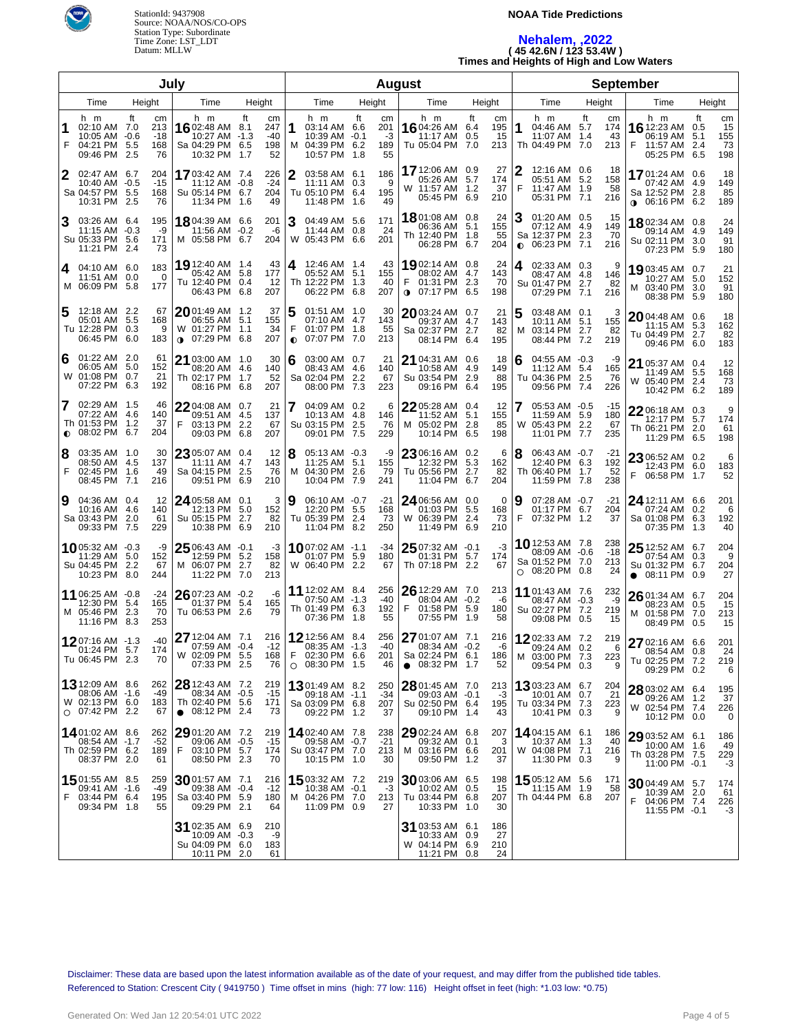StationId: 9437908
Source: NOAA/NOS/CO-OPS
Station Type: Subordinate
Time Zone: LST_LDT
Datum: MLLW

**NOAA Tide Predictions**

## Nehalem, ,2022

**( 45 42.6N / 123 53.4W )**

**Times and Heights of High and Low Waters**

### July

| Day | Time | Height (ft) | Height (cm) |
|---|---|---|---|
| 1 F | 02:10 AM | 7.0 | 213 |
| | 10:05 AM | -0.6 | -18 |
| | 04:21 PM | 5.5 | 168 |
| | 09:46 PM | 2.5 | 76 |
| 2 Sa | 02:47 AM | 6.7 | 204 |
| | 10:40 AM | -0.5 | -15 |
| | 04:57 PM | 5.5 | 168 |
| | 10:31 PM | 2.5 | 76 |
| 3 Su | 03:26 AM | 6.4 | 195 |
| | 11:15 AM | -0.3 | -9 |
| | 05:33 PM | 5.6 | 171 |
| | 11:21 PM | 2.4 | 73 |
| 4 M | 04:10 AM | 6.0 | 183 |
| | 11:51 AM | 0.0 | 0 |
| | 06:09 PM | 5.8 | 177 |
| 5 Tu | 12:18 AM | 2.2 | 67 |
| | 05:01 AM | 5.5 | 168 |
| | 12:28 PM | 0.3 | 9 |
| | 06:45 PM | 6.0 | 183 |
| 6 W | 01:22 AM | 2.0 | 61 |
| | 06:05 AM | 5.0 | 152 |
| | 01:08 PM | 0.7 | 21 |
| | 07:22 PM | 6.3 | 192 |
| 7 Th ◐ | 02:29 AM | 1.5 | 46 |
| | 07:22 AM | 4.6 | 140 |
| | 01:53 PM | 1.2 | 37 |
| | 08:02 PM | 6.7 | 204 |
| 8 F | 03:35 AM | 1.0 | 30 |
| | 08:50 AM | 4.5 | 137 |
| | 02:45 PM | 1.6 | 49 |
| | 08:45 PM | 7.1 | 216 |
| 9 Sa | 04:36 AM | 0.4 | 12 |
| | 10:16 AM | 4.6 | 140 |
| | 03:43 PM | 2.0 | 61 |
| | 09:33 PM | 7.5 | 229 |
| 10 Su | 05:32 AM | -0.3 | -9 |
| | 11:29 AM | 5.0 | 152 |
| | 04:45 PM | 2.2 | 67 |
| | 10:23 PM | 8.0 | 244 |
| 11 M | 06:25 AM | -0.8 | -24 |
| | 12:30 PM | 5.4 | 165 |
| | 05:46 PM | 2.3 | 70 |
| | 11:16 PM | 8.3 | 253 |
| 12 Tu | 07:16 AM | -1.3 | -40 |
| | 01:24 PM | 5.7 | 174 |
| | 06:45 PM | 2.3 | 70 |
| 13 W ○ | 12:09 AM | 8.6 | 262 |
| | 08:06 AM | -1.6 | -49 |
| | 02:13 PM | 6.0 | 183 |
| | 07:42 PM | 2.2 | 67 |
| 14 Th | 01:02 AM | 8.6 | 262 |
| | 08:54 AM | -1.7 | -52 |
| | 02:59 PM | 6.2 | 189 |
| | 08:37 PM | 2.0 | 61 |
| 15 F | 01:55 AM | 8.5 | 259 |
| | 09:41 AM | -1.6 | -49 |
| | 03:44 PM | 6.4 | 195 |
| | 09:34 PM | 1.8 | 55 |
| 16 Sa | 02:48 AM | 8.1 | 247 |
| | 10:27 AM | -1.3 | -40 |
| | 04:29 PM | 6.5 | 198 |
| | 10:32 PM | 1.7 | 52 |
| 17 Su | 03:42 AM | 7.4 | 226 |
| | 11:12 AM | -0.8 | -24 |
| | 05:14 PM | 6.7 | 204 |
| | 11:34 PM | 1.6 | 49 |
| 18 M | 04:39 AM | 6.6 | 201 |
| | 11:56 AM | -0.2 | -6 |
| | 05:58 PM | 6.7 | 204 |
| 19 Tu | 12:40 AM | 1.4 | 43 |
| | 05:42 AM | 5.8 | 177 |
| | 12:40 PM | 0.4 | 12 |
| | 06:43 PM | 6.8 | 207 |
| 20 W ◑ | 01:49 AM | 1.2 | 37 |
| | 06:55 AM | 5.1 | 155 |
| | 01:27 PM | 1.1 | 34 |
| | 07:29 PM | 6.8 | 207 |
| 21 Th | 03:00 AM | 1.0 | 30 |
| | 08:20 AM | 4.6 | 140 |
| | 02:17 PM | 1.7 | 52 |
| | 08:16 PM | 6.8 | 207 |
| 22 F | 04:08 AM | 0.7 | 21 |
| | 09:51 AM | 4.5 | 137 |
| | 03:13 PM | 2.2 | 67 |
| | 09:03 PM | 6.8 | 207 |
| 23 Sa | 05:07 AM | 0.4 | 12 |
| | 11:11 AM | 4.7 | 143 |
| | 04:15 PM | 2.5 | 76 |
| | 09:51 PM | 6.9 | 210 |
| 24 Su | 05:58 AM | 0.1 | 3 |
| | 12:13 PM | 5.0 | 152 |
| | 05:15 PM | 2.7 | 82 |
| | 10:38 PM | 6.9 | 210 |
| 25 M | 06:43 AM | -0.1 | -3 |
| | 12:59 PM | 5.2 | 158 |
| | 06:07 PM | 2.7 | 82 |
| | 11:22 PM | 7.0 | 213 |
| 26 Tu | 07:23 AM | -0.2 | -6 |
| | 01:37 PM | 5.4 | 165 |
| | 06:53 PM | 2.6 | 79 |
| 27 W | 12:04 AM | 7.1 | 216 |
| | 07:59 AM | -0.4 | -12 |
| | 02:10 PM | 5.6 | 168 |
| | 07:33 PM | 2.5 | 76 |
| 28 Th ● | 12:43 AM | 7.2 | 219 |
| | 08:34 AM | -0.5 | -15 |
| | 02:40 PM | 5.6 | 171 |
| | 08:12 PM | 2.4 | 73 |
| 29 F | 01:20 AM | 7.2 | 219 |
| | 09:06 AM | -0.5 | -15 |
| | 03:10 PM | 5.7 | 174 |
| | 08:50 PM | 2.3 | 70 |
| 30 Sa | 01:57 AM | 7.1 | 216 |
| | 09:38 AM | -0.4 | -12 |
| | 03:40 PM | 5.9 | 180 |
| | 09:29 PM | 2.1 | 64 |
| 31 Su | 02:35 AM | 6.9 | 210 |
| | 10:09 AM | -0.3 | -9 |
| | 04:09 PM | 6.0 | 183 |
| | 10:11 PM | 2.0 | 61 |

### August

| Day | Time | Height (ft) | Height (cm) |
|---|---|---|---|
| 1 M | 03:14 AM | 6.6 | 201 |
| | 10:39 AM | -0.1 | -3 |
| | 04:39 PM | 6.2 | 189 |
| | 10:57 PM | 1.8 | 55 |
| 2 Tu | 03:58 AM | 6.1 | 186 |
| | 11:11 AM | 0.3 | 9 |
| | 05:10 PM | 6.4 | 195 |
| | 11:48 PM | 1.6 | 49 |
| 3 W | 04:49 AM | 5.6 | 171 |
| | 11:44 AM | 0.8 | 24 |
| | 05:43 PM | 6.6 | 201 |
| 4 Th | 12:46 AM | 1.4 | 43 |
| | 05:52 AM | 5.1 | 155 |
| | 12:22 PM | 1.3 | 40 |
| | 06:22 PM | 6.8 | 207 |
| 5 F ◐ | 01:51 AM | 1.0 | 30 |
| | 07:10 AM | 4.7 | 143 |
| | 01:07 PM | 1.8 | 55 |
| | 07:07 PM | 7.0 | 213 |
| 6 Sa | 03:00 AM | 0.7 | 21 |
| | 08:43 AM | 4.6 | 140 |
| | 02:04 PM | 2.2 | 67 |
| | 08:00 PM | 7.3 | 223 |
| 7 Su | 04:09 AM | 0.2 | 6 |
| | 10:13 AM | 4.8 | 146 |
| | 03:15 PM | 2.5 | 76 |
| | 09:01 PM | 7.5 | 229 |
| 8 M | 05:13 AM | -0.3 | -9 |
| | 11:25 AM | 5.1 | 155 |
| | 04:30 PM | 2.6 | 79 |
| | 10:04 PM | 7.9 | 241 |
| 9 Tu | 06:10 AM | -0.7 | -21 |
| | 12:20 PM | 5.5 | 168 |
| | 05:39 PM | 2.4 | 73 |
| | 11:04 PM | 8.2 | 250 |
| 10 W | 07:02 AM | -1.1 | -34 |
| | 01:07 PM | 5.9 | 180 |
| | 06:40 PM | 2.2 | 67 |
| 11 Th | 12:02 AM | 8.4 | 256 |
| | 07:50 AM | -1.3 | -40 |
| | 01:49 PM | 6.3 | 192 |
| | 07:36 PM | 1.8 | 55 |
| 12 F ○ | 12:56 AM | 8.4 | 256 |
| | 08:35 AM | -1.3 | -40 |
| | 02:30 PM | 6.6 | 201 |
| | 08:30 PM | 1.5 | 46 |
| 13 Sa | 01:49 AM | 8.2 | 250 |
| | 09:18 AM | -1.1 | -34 |
| | 03:09 PM | 6.8 | 207 |
| | 09:22 PM | 1.2 | 37 |
| 14 Su | 02:40 AM | 7.8 | 238 |
| | 09:58 AM | -0.7 | -21 |
| | 03:47 PM | 7.0 | 213 |
| | 10:15 PM | 1.0 | 30 |
| 15 M | 03:32 AM | 7.2 | 219 |
| | 10:38 AM | -0.1 | -3 |
| | 04:26 PM | 7.0 | 213 |
| | 11:09 PM | 0.9 | 27 |
| 16 Tu | 04:26 AM | 6.4 | 195 |
| | 11:17 AM | 0.5 | 15 |
| | 05:04 PM | 7.0 | 213 |
| 17 W | 12:06 AM | 0.9 | 27 |
| | 05:26 AM | 5.7 | 174 |
| | 11:57 AM | 1.2 | 37 |
| | 05:45 PM | 6.9 | 210 |
| 18 Th | 01:08 AM | 0.8 | 24 |
| | 06:36 AM | 5.1 | 155 |
| | 12:40 PM | 1.8 | 55 |
| | 06:28 PM | 6.7 | 204 |
| 19 F ◑ | 02:14 AM | 0.8 | 24 |
| | 08:02 AM | 4.7 | 143 |
| | 01:31 PM | 2.3 | 70 |
| | 07:17 PM | 6.5 | 198 |
| 20 Sa | 03:24 AM | 0.7 | 21 |
| | 09:37 AM | 4.7 | 143 |
| | 02:37 PM | 2.7 | 82 |
| | 08:14 PM | 6.4 | 195 |
| 21 Su | 04:31 AM | 0.6 | 18 |
| | 10:58 AM | 4.9 | 149 |
| | 03:54 PM | 2.9 | 88 |
| | 09:16 PM | 6.4 | 195 |
| 22 M | 05:28 AM | 0.4 | 12 |
| | 11:52 AM | 5.1 | 155 |
| | 05:02 PM | 2.8 | 85 |
| | 10:14 PM | 6.5 | 198 |
| 23 Tu | 06:16 AM | 0.2 | 6 |
| | 12:32 PM | 5.3 | 162 |
| | 05:56 PM | 2.7 | 82 |
| | 11:04 PM | 6.7 | 204 |
| 24 W | 06:56 AM | 0.0 | 0 |
| | 01:03 PM | 5.5 | 168 |
| | 06:39 PM | 2.4 | 73 |
| | 11:49 PM | 6.9 | 210 |
| 25 Th | 07:32 AM | -0.1 | -3 |
| | 01:31 PM | 5.7 | 174 |
| | 07:18 PM | 2.2 | 67 |
| 26 F | 12:29 AM | 7.0 | 213 |
| | 08:04 AM | -0.2 | -6 |
| | 01:58 PM | 5.9 | 180 |
| | 07:55 PM | 1.9 | 58 |
| 27 Sa ● | 01:07 AM | 7.1 | 216 |
| | 08:34 AM | -0.2 | -6 |
| | 02:24 PM | 6.1 | 186 |
| | 08:32 PM | 1.7 | 52 |
| 28 Su | 01:45 AM | 7.0 | 213 |
| | 09:03 AM | -0.1 | -3 |
| | 02:50 PM | 6.4 | 195 |
| | 09:10 PM | 1.4 | 43 |
| 29 M | 02:24 AM | 6.8 | 207 |
| | 09:32 AM | 0.1 | 3 |
| | 03:16 PM | 6.6 | 201 |
| | 09:50 PM | 1.2 | 37 |
| 30 Tu | 03:06 AM | 6.5 | 198 |
| | 10:02 AM | 0.5 | 15 |
| | 03:44 PM | 6.8 | 207 |
| | 10:33 PM | 1.0 | 30 |
| 31 W | 03:53 AM | 6.1 | 186 |
| | 10:33 AM | 0.9 | 27 |
| | 04:14 PM | 6.9 | 210 |
| | 11:21 PM | 0.8 | 24 |

### September

| Day | Time | Height (ft) | Height (cm) |
|---|---|---|---|
| 1 Th | 04:46 AM | 5.7 | 174 |
| | 11:07 AM | 1.4 | 43 |
| | 04:49 PM | 7.0 | 213 |
| 2 F | 12:16 AM | 0.6 | 18 |
| | 05:51 AM | 5.2 | 158 |
| | 11:47 AM | 1.9 | 58 |
| | 05:31 PM | 7.1 | 216 |
| 3 Sa ◐ | 01:20 AM | 0.5 | 15 |
| | 07:12 AM | 4.9 | 149 |
| | 12:37 PM | 2.3 | 70 |
| | 06:23 PM | 7.1 | 216 |
| 4 Su | 02:33 AM | 0.3 | 9 |
| | 08:47 AM | 4.8 | 146 |
| | 01:47 PM | 2.7 | 82 |
| | 07:29 PM | 7.1 | 216 |
| 5 M | 03:48 AM | 0.1 | 3 |
| | 10:11 AM | 5.1 | 155 |
| | 03:14 PM | 2.7 | 82 |
| | 08:44 PM | 7.2 | 219 |
| 6 Tu | 04:55 AM | -0.3 | -9 |
| | 11:12 AM | 5.4 | 165 |
| | 04:36 PM | 2.5 | 76 |
| | 09:56 PM | 7.4 | 226 |
| 7 W | 05:53 AM | -0.5 | -15 |
| | 11:59 AM | 5.9 | 180 |
| | 05:43 PM | 2.2 | 67 |
| | 11:01 PM | 7.7 | 235 |
| 8 Th | 06:43 AM | -0.7 | -21 |
| | 12:40 PM | 6.3 | 192 |
| | 06:40 PM | 1.7 | 52 |
| | 11:59 PM | 7.8 | 238 |
| 9 F | 07:28 AM | -0.7 | -21 |
| | 01:17 PM | 6.7 | 204 |
| | 07:32 PM | 1.2 | 37 |
| 10 Sa ○ | 12:53 AM | 7.8 | 238 |
| | 08:09 AM | -0.6 | -18 |
| | 01:52 PM | 7.0 | 213 |
| | 08:20 PM | 0.8 | 24 |
| 11 Su | 01:43 AM | 7.6 | 232 |
| | 08:47 AM | -0.3 | -9 |
| | 02:27 PM | 7.2 | 219 |
| | 09:08 PM | 0.5 | 15 |
| 12 M | 02:33 AM | 7.2 | 219 |
| | 09:24 AM | 0.2 | 6 |
| | 03:00 PM | 7.3 | 223 |
| | 09:54 PM | 0.3 | 9 |
| 13 Tu | 03:23 AM | 6.7 | 204 |
| | 10:01 AM | 0.7 | 21 |
| | 03:34 PM | 7.3 | 223 |
| | 10:41 PM | 0.3 | 9 |
| 14 W | 04:15 AM | 6.1 | 186 |
| | 10:37 AM | 1.3 | 40 |
| | 04:08 PM | 7.1 | 216 |
| | 11:30 PM | 0.3 | 9 |
| 15 Th | 05:12 AM | 5.6 | 171 |
| | 11:15 AM | 1.9 | 58 |
| | 04:44 PM | 6.8 | 207 |
| 16 F | 12:23 AM | 0.5 | 15 |
| | 06:19 AM | 5.1 | 155 |
| | 11:57 AM | 2.4 | 73 |
| | 05:25 PM | 6.5 | 198 |
| 17 Sa ◑ | 01:24 AM | 0.6 | 18 |
| | 07:42 AM | 4.9 | 149 |
| | 12:52 PM | 2.8 | 85 |
| | 06:16 PM | 6.2 | 189 |
| 18 Su | 02:34 AM | 0.8 | 24 |
| | 09:14 AM | 4.9 | 149 |
| | 02:11 PM | 3.0 | 91 |
| | 07:23 PM | 5.9 | 180 |
| 19 M | 03:45 AM | 0.7 | 21 |
| | 10:27 AM | 5.0 | 152 |
| | 03:40 PM | 3.0 | 91 |
| | 08:38 PM | 5.9 | 180 |
| 20 Tu | 04:48 AM | 0.6 | 18 |
| | 11:15 AM | 5.3 | 162 |
| | 04:49 PM | 2.7 | 82 |
| | 09:46 PM | 6.0 | 183 |
| 21 W | 05:37 AM | 0.4 | 12 |
| | 11:49 AM | 5.5 | 168 |
| | 05:40 PM | 2.4 | 73 |
| | 10:42 PM | 6.2 | 189 |
| 22 Th | 06:18 AM | 0.3 | 9 |
| | 12:17 PM | 5.7 | 174 |
| | 06:21 PM | 2.0 | 61 |
| | 11:29 PM | 6.5 | 198 |
| 23 F | 06:52 AM | 0.2 | 6 |
| | 12:43 PM | 6.0 | 183 |
| | 06:58 PM | 1.7 | 52 |
| 24 Sa | 12:11 AM | 6.6 | 201 |
| | 07:24 AM | 0.2 | 6 |
| | 01:08 PM | 6.3 | 192 |
| | 07:35 PM | 1.3 | 40 |
| 25 Su ● | 12:52 AM | 6.7 | 204 |
| | 07:54 AM | 0.3 | 9 |
| | 01:32 PM | 6.7 | 204 |
| | 08:11 PM | 0.9 | 27 |
| 26 M | 01:34 AM | 6.7 | 204 |
| | 08:23 AM | 0.5 | 15 |
| | 01:58 PM | 7.0 | 213 |
| | 08:49 PM | 0.5 | 15 |
| 27 Tu | 02:16 AM | 6.6 | 201 |
| | 08:54 AM | 0.8 | 24 |
| | 02:25 PM | 7.2 | 219 |
| | 09:29 PM | 0.2 | 6 |
| 28 W | 03:02 AM | 6.4 | 195 |
| | 09:26 AM | 1.2 | 37 |
| | 02:54 PM | 7.4 | 226 |
| | 10:12 PM | 0.0 | 0 |
| 29 Th | 03:52 AM | 6.1 | 186 |
| | 10:00 AM | 1.6 | 49 |
| | 03:28 PM | 7.5 | 229 |
| | 11:00 PM | -0.1 | -3 |
| 30 F | 04:49 AM | 5.7 | 174 |
| | 10:39 AM | 2.0 | 61 |
| | 04:06 PM | 7.4 | 226 |
| | 11:55 PM | -0.1 | -3 |

Disclaimer: These data are based upon the latest information available as of the date of your request, and may differ from the published tide tables.
Referenced to Station: Crescent City ( 9419750 ) Time offset in mins (high: 77 low: 116) Height offset in feet (high: *1.03 low: *0.75)

Generated On: Wed Jan 12 20:54:01 UTC 2022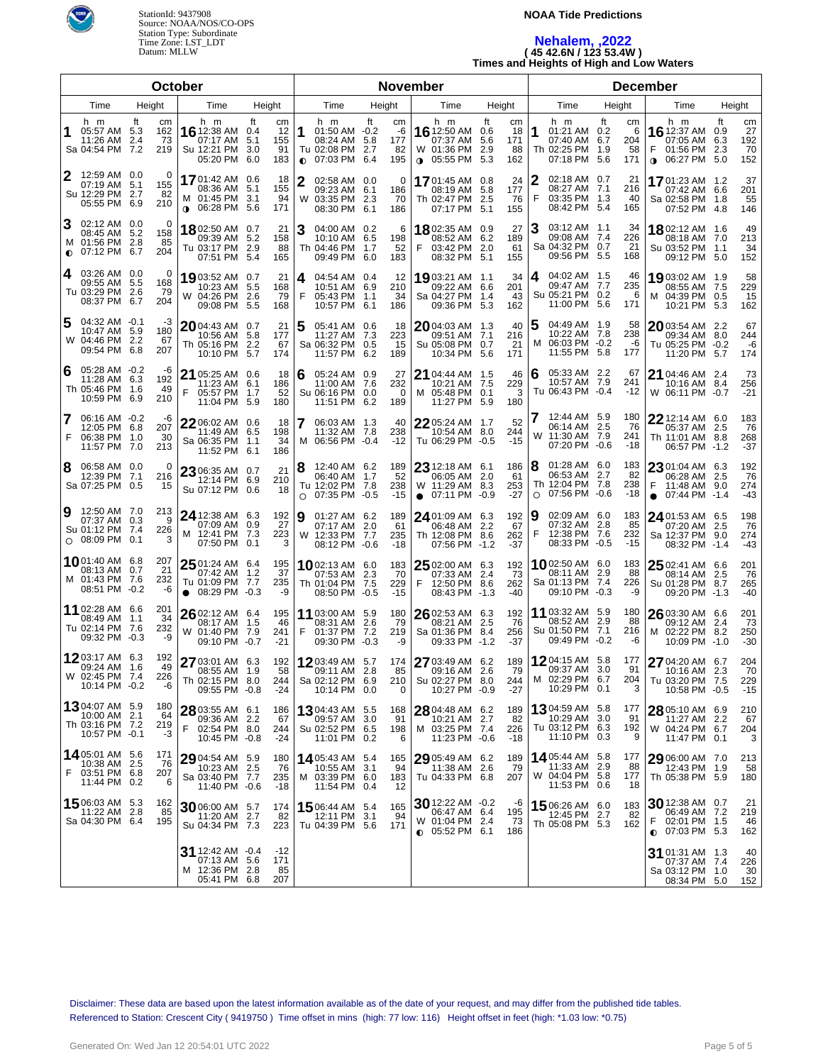StationId: 9437908
Source: NOAA/NOS/CO-OPS
Station Type: Subordinate
Time Zone: LST_LDT
Datum: MLLW

**NOAA Tide Predictions**

## Nehalem, ,2022

**( 45 42.6N / 123 53.4W )**
**Times and Heights of High and Low Waters**

### October

| Day | Time | ft | cm | Day | Time | ft | cm |
|---|---|---|---|---|---|---|---|
| 1 Sa | 05:57 AM | 5.3 | 162 | 16 Su | 12:38 AM | 0.4 | 12 |
| | 11:26 AM | 2.4 | 73 | | 07:17 AM | 5.1 | 155 |
| | 04:54 PM | 7.2 | 219 | | 12:21 PM | 3.0 | 91 |
| | | | | | 05:20 PM | 6.0 | 183 |
| 2 Su | 12:59 AM | 0.0 | 0 | 17 M | 01:42 AM | 0.6 | 18 |
| | 07:19 AM | 5.1 | 155 | | 08:36 AM | 5.1 | 155 |
| | 12:29 PM | 2.7 | 82 | | 01:45 PM | 3.1 | 94 |
| | 05:55 PM | 6.9 | 210 | ◑ | 06:28 PM | 5.6 | 171 |
| 3 M | 02:12 AM | 0.0 | 0 | 18 Tu | 02:50 AM | 0.7 | 21 |
| | 08:45 AM | 5.2 | 158 | | 09:39 AM | 5.2 | 158 |
| | 01:56 PM | 2.8 | 85 | | 03:17 PM | 2.9 | 88 |
| ◐ | 07:12 PM | 6.7 | 204 | | 07:51 PM | 5.4 | 165 |
| 4 Tu | 03:26 AM | 0.0 | 0 | 19 W | 03:52 AM | 0.7 | 21 |
| | 09:55 AM | 5.5 | 168 | | 10:23 AM | 5.5 | 168 |
| | 03:29 PM | 2.6 | 79 | | 04:26 PM | 2.6 | 79 |
| | 08:37 PM | 6.7 | 204 | | 09:08 PM | 5.5 | 168 |
| 5 W | 04:32 AM | -0.1 | -3 | 20 Th | 04:43 AM | 0.7 | 21 |
| | 10:47 AM | 5.9 | 180 | | 10:56 AM | 5.8 | 177 |
| | 04:46 PM | 2.2 | 67 | | 05:16 PM | 2.2 | 67 |
| | 09:54 PM | 6.8 | 207 | | 10:10 PM | 5.7 | 174 |
| 6 Th | 05:28 AM | -0.2 | -6 | 21 F | 05:25 AM | 0.6 | 18 |
| | 11:28 AM | 6.3 | 192 | | 11:23 AM | 6.1 | 186 |
| | 05:46 PM | 1.6 | 49 | | 05:57 PM | 1.7 | 52 |
| | 10:59 PM | 6.9 | 210 | | 11:04 PM | 5.9 | 180 |
| 7 F | 06:16 AM | -0.2 | -6 | 22 Sa | 06:02 AM | 0.6 | 18 |
| | 12:05 PM | 6.8 | 207 | | 11:49 AM | 6.5 | 198 |
| | 06:38 PM | 1.0 | 30 | | 06:35 PM | 1.1 | 34 |
| | 11:57 PM | 7.0 | 213 | | 11:52 PM | 6.1 | 186 |
| 8 Sa | 06:58 AM | 0.0 | 0 | 23 Su | 06:35 AM | 0.7 | 21 |
| | 12:39 PM | 7.1 | 216 | | 12:14 PM | 6.9 | 210 |
| | 07:25 PM | 0.5 | 15 | | 07:12 PM | 0.6 | 18 |
| 9 Su | 12:50 AM | 7.0 | 213 | 24 M | 12:38 AM | 6.3 | 192 |
| | 07:37 AM | 0.3 | 9 | | 07:09 AM | 0.9 | 27 |
| | 01:12 PM | 7.4 | 226 | | 12:41 PM | 7.3 | 223 |
| ○ | 08:09 PM | 0.1 | 3 | | 07:50 PM | 0.1 | 3 |
| 10 M | 01:40 AM | 6.8 | 207 | 25 Tu | 01:24 AM | 6.4 | 195 |
| | 08:13 AM | 0.7 | 21 | | 07:42 AM | 1.2 | 37 |
| | 01:43 PM | 7.6 | 232 | | 01:09 PM | 7.7 | 235 |
| | 08:51 PM | -0.2 | -6 | ● | 08:29 PM | -0.3 | -9 |
| 11 Tu | 02:28 AM | 6.6 | 201 | 26 W | 02:12 AM | 6.4 | 195 |
| | 08:49 AM | 1.1 | 34 | | 08:17 AM | 1.5 | 46 |
| | 02:14 PM | 7.6 | 232 | | 01:40 PM | 7.9 | 241 |
| | 09:32 PM | -0.3 | -9 | | 09:10 PM | -0.7 | -21 |
| 12 W | 03:17 AM | 6.3 | 192 | 27 Th | 03:01 AM | 6.3 | 192 |
| | 09:24 AM | 1.6 | 49 | | 08:55 AM | 1.9 | 58 |
| | 02:45 PM | 7.4 | 226 | | 02:15 PM | 8.0 | 244 |
| | 10:14 PM | -0.2 | -6 | | 09:55 PM | -0.8 | -24 |
| 13 Th | 04:07 AM | 5.9 | 180 | 28 F | 03:55 AM | 6.1 | 186 |
| | 10:00 AM | 2.1 | 64 | | 09:36 AM | 2.2 | 67 |
| | 03:16 PM | 7.2 | 219 | | 02:54 PM | 8.0 | 244 |
| | 10:57 PM | -0.1 | -3 | | 10:45 PM | -0.8 | -24 |
| 14 F | 05:01 AM | 5.6 | 171 | 29 Sa | 04:54 AM | 5.9 | 180 |
| | 10:38 AM | 2.5 | 76 | | 10:23 AM | 2.5 | 76 |
| | 03:51 PM | 6.8 | 207 | | 03:40 PM | 7.7 | 235 |
| | 11:44 PM | 0.2 | 6 | | 11:40 PM | -0.6 | -18 |
| 15 Sa | 06:03 AM | 5.3 | 162 | 30 Su | 06:00 AM | 5.7 | 174 |
| | 11:22 AM | 2.8 | 85 | | 11:20 AM | 2.7 | 82 |
| | 04:30 PM | 6.4 | 195 | | 04:34 PM | 7.3 | 223 |
| | | | | 31 M | 12:42 AM | -0.4 | -12 |
| | | | | | 07:13 AM | 5.6 | 171 |
| | | | | | 12:36 PM | 2.8 | 85 |
| | | | | | 05:41 PM | 6.8 | 207 |

### November

| Day | Time | ft | cm | Day | Time | ft | cm |
|---|---|---|---|---|---|---|---|
| 1 Tu | 01:50 AM | -0.2 | -6 | 16 W | 12:50 AM | 0.6 | 18 |
| | 08:24 AM | 5.8 | 177 | | 07:37 AM | 5.6 | 171 |
| | 02:08 PM | 2.7 | 82 | | 01:36 PM | 2.9 | 88 |
| ◐ | 07:03 PM | 6.4 | 195 | ◑ | 05:55 PM | 5.3 | 162 |
| 2 W | 02:58 AM | 0.0 | 0 | 17 Th | 01:45 AM | 0.8 | 24 |
| | 09:23 AM | 6.1 | 186 | | 08:19 AM | 5.8 | 177 |
| | 03:35 PM | 2.3 | 70 | | 02:47 PM | 2.5 | 76 |
| | 08:30 PM | 6.1 | 186 | | 07:17 PM | 5.1 | 155 |
| 3 Th | 04:00 AM | 0.2 | 6 | 18 F | 02:35 AM | 0.9 | 27 |
| | 10:10 AM | 6.5 | 198 | | 08:52 AM | 6.2 | 189 |
| | 04:46 PM | 1.7 | 52 | | 03:42 PM | 2.0 | 61 |
| | 09:49 PM | 6.0 | 183 | | 08:32 PM | 5.1 | 155 |
| 4 F | 04:54 AM | 0.4 | 12 | 19 Sa | 03:21 AM | 1.1 | 34 |
| | 10:51 AM | 6.9 | 210 | | 09:22 AM | 6.6 | 201 |
| | 05:43 PM | 1.1 | 34 | | 04:27 PM | 1.4 | 43 |
| | 10:57 PM | 6.1 | 186 | | 09:36 PM | 5.3 | 162 |
| 5 Sa | 05:41 AM | 0.6 | 18 | 20 Su | 04:03 AM | 1.3 | 40 |
| | 11:27 AM | 7.3 | 223 | | 09:51 AM | 7.1 | 216 |
| | 06:32 PM | 0.5 | 15 | | 05:08 PM | 0.7 | 21 |
| | 11:57 PM | 6.2 | 189 | | 10:34 PM | 5.6 | 171 |
| 6 Su | 05:24 AM | 0.9 | 27 | 21 M | 04:44 AM | 1.5 | 46 |
| | 11:00 AM | 7.6 | 232 | | 10:21 AM | 7.5 | 229 |
| | 06:16 PM | 0.0 | 0 | | 05:48 PM | 0.1 | 3 |
| | 11:51 PM | 6.2 | 189 | | 11:27 PM | 5.9 | 180 |
| 7 M | 06:03 AM | 1.3 | 40 | 22 Tu | 05:24 AM | 1.7 | 52 |
| | 11:32 AM | 7.8 | 238 | | 10:54 AM | 8.0 | 244 |
| | 06:56 PM | -0.4 | -12 | | 06:29 PM | -0.5 | -15 |
| 8 Tu | 12:40 AM | 6.2 | 189 | 23 W | 12:18 AM | 6.1 | 186 |
| | 06:40 AM | 1.7 | 52 | | 06:05 AM | 2.0 | 61 |
| | 12:02 PM | 7.8 | 238 | | 11:29 AM | 8.3 | 253 |
| ○ | 07:35 PM | -0.5 | -15 | ● | 07:11 PM | -0.9 | -27 |
| 9 W | 01:27 AM | 6.2 | 189 | 24 Th | 01:09 AM | 6.3 | 192 |
| | 07:17 AM | 2.0 | 61 | | 06:48 AM | 2.2 | 67 |
| | 12:33 PM | 7.7 | 235 | | 12:08 PM | 8.6 | 262 |
| | 08:12 PM | -0.6 | -18 | | 07:56 PM | -1.2 | -37 |
| 10 Th | 02:13 AM | 6.0 | 183 | 25 F | 02:00 AM | 6.3 | 192 |
| | 07:53 AM | 2.3 | 70 | | 07:33 AM | 2.4 | 73 |
| | 01:04 PM | 7.5 | 229 | | 12:50 PM | 8.6 | 262 |
| | 08:50 PM | -0.5 | -15 | | 08:43 PM | -1.3 | -40 |
| 11 F | 03:00 AM | 5.9 | 180 | 26 Sa | 02:53 AM | 6.3 | 192 |
| | 08:31 AM | 2.6 | 79 | | 08:21 AM | 2.5 | 76 |
| | 01:37 PM | 7.2 | 219 | | 01:36 PM | 8.4 | 256 |
| | 09:30 PM | -0.3 | -9 | | 09:33 PM | -1.2 | -37 |
| 12 Sa | 03:49 AM | 5.7 | 174 | 27 Su | 03:49 AM | 6.2 | 189 |
| | 09:11 AM | 2.8 | 85 | | 09:16 AM | 2.6 | 79 |
| | 02:12 PM | 6.9 | 210 | | 02:27 PM | 8.0 | 244 |
| | 10:14 PM | 0.0 | 0 | | 10:27 PM | -0.9 | -27 |
| 13 Su | 04:43 AM | 5.5 | 168 | 28 M | 04:48 AM | 6.2 | 189 |
| | 09:57 AM | 3.0 | 91 | | 10:21 AM | 2.7 | 82 |
| | 02:52 PM | 6.5 | 198 | | 03:25 PM | 7.4 | 226 |
| | 11:01 PM | 0.2 | 6 | | 11:23 PM | -0.6 | -18 |
| 14 M | 05:43 AM | 5.4 | 165 | 29 Tu | 05:49 AM | 6.2 | 189 |
| | 10:55 AM | 3.1 | 94 | | 11:38 AM | 2.6 | 79 |
| | 03:39 PM | 6.0 | 183 | | 04:33 PM | 6.8 | 207 |
| | 11:54 PM | 0.4 | 12 | | | | |
| 15 Tu | 06:44 AM | 5.4 | 165 | 30 W | 12:22 AM | -0.2 | -6 |
| | 12:11 PM | 3.1 | 94 | | 06:47 AM | 6.4 | 195 |
| | 04:39 PM | 5.6 | 171 | | 01:04 PM | 2.4 | 73 |
| | | | | ◐ | 05:52 PM | 6.1 | 186 |

### December

| Day | Time | ft | cm | Day | Time | ft | cm |
|---|---|---|---|---|---|---|---|
| 1 Th | 01:21 AM | 0.2 | 6 | 16 F | 12:37 AM | 0.9 | 27 |
| | 07:40 AM | 6.7 | 204 | | 07:05 AM | 6.3 | 192 |
| | 02:25 PM | 1.9 | 58 | | 01:56 PM | 2.3 | 70 |
| | 07:18 PM | 5.6 | 171 | ◑ | 06:27 PM | 5.0 | 152 |
| 2 F | 02:18 AM | 0.7 | 21 | 17 Sa | 01:23 AM | 1.2 | 37 |
| | 08:27 AM | 7.1 | 216 | | 07:42 AM | 6.6 | 201 |
| | 03:35 PM | 1.3 | 40 | | 02:58 PM | 1.8 | 55 |
| | 08:42 PM | 5.4 | 165 | | 07:52 PM | 4.8 | 146 |
| 3 Sa | 03:12 AM | 1.1 | 34 | 18 Su | 02:12 AM | 1.6 | 49 |
| | 09:08 AM | 7.4 | 226 | | 08:18 AM | 7.0 | 213 |
| | 04:32 PM | 0.7 | 21 | | 03:52 PM | 1.1 | 34 |
| | 09:56 PM | 5.5 | 168 | | 09:12 PM | 5.0 | 152 |
| 4 Su | 04:02 AM | 1.5 | 46 | 19 M | 03:02 AM | 1.9 | 58 |
| | 09:47 AM | 7.7 | 235 | | 08:55 AM | 7.5 | 229 |
| | 05:21 PM | 0.2 | 6 | | 04:39 PM | 0.5 | 15 |
| | 11:00 PM | 5.6 | 171 | | 10:21 PM | 5.3 | 162 |
| 5 M | 04:49 AM | 1.9 | 58 | 20 Tu | 03:54 AM | 2.2 | 67 |
| | 10:22 AM | 7.8 | 238 | | 09:34 AM | 8.0 | 244 |
| | 06:03 PM | -0.2 | -6 | | 05:25 PM | -0.2 | -6 |
| | 11:55 PM | 5.8 | 177 | | 11:20 PM | 5.7 | 174 |
| 6 Tu | 05:33 AM | 2.2 | 67 | 21 W | 04:46 AM | 2.4 | 73 |
| | 10:57 AM | 7.9 | 241 | | 10:16 AM | 8.4 | 256 |
| | 06:43 PM | -0.4 | -12 | | 06:11 PM | -0.7 | -21 |
| 7 W | 12:44 AM | 5.9 | 180 | 22 Th | 12:14 AM | 6.0 | 183 |
| | 06:14 AM | 2.5 | 76 | | 05:37 AM | 2.5 | 76 |
| | 11:30 AM | 7.9 | 241 | | 11:01 AM | 8.8 | 268 |
| | 07:20 PM | -0.6 | -18 | | 06:57 PM | -1.2 | -37 |
| 8 Th | 01:28 AM | 6.0 | 183 | 23 F | 01:04 AM | 6.3 | 192 |
| | 06:53 AM | 2.7 | 82 | | 06:28 AM | 2.5 | 76 |
| | 12:04 PM | 7.8 | 238 | | 11:48 AM | 9.0 | 274 |
| ○ | 07:56 PM | -0.6 | -18 | ● | 07:44 PM | -1.4 | -43 |
| 9 F | 02:09 AM | 6.0 | 183 | 24 Sa | 01:53 AM | 6.5 | 198 |
| | 07:32 AM | 2.8 | 85 | | 07:20 AM | 2.5 | 76 |
| | 12:38 PM | 7.6 | 232 | | 12:37 PM | 9.0 | 274 |
| | 08:33 PM | -0.5 | -15 | | 08:32 PM | -1.4 | -43 |
| 10 Sa | 02:50 AM | 6.0 | 183 | 25 Su | 02:41 AM | 6.6 | 201 |
| | 08:11 AM | 2.9 | 88 | | 08:14 AM | 2.5 | 76 |
| | 01:13 PM | 7.4 | 226 | | 01:28 PM | 8.7 | 265 |
| | 09:10 PM | -0.3 | -9 | | 09:20 PM | -1.3 | -40 |
| 11 Su | 03:32 AM | 5.9 | 180 | 26 M | 03:30 AM | 6.6 | 201 |
| | 08:52 AM | 2.9 | 88 | | 09:12 AM | 2.4 | 73 |
| | 01:50 PM | 7.1 | 216 | | 02:22 PM | 8.2 | 250 |
| | 09:49 PM | -0.2 | -6 | | 10:09 PM | -1.0 | -30 |
| 12 M | 04:15 AM | 5.8 | 177 | 27 Tu | 04:20 AM | 6.7 | 204 |
| | 09:37 AM | 3.0 | 91 | | 10:16 AM | 2.3 | 70 |
| | 02:29 PM | 6.7 | 204 | | 03:20 PM | 7.5 | 229 |
| | 10:29 PM | 0.1 | 3 | | 10:58 PM | -0.5 | -15 |
| 13 Tu | 04:59 AM | 5.8 | 177 | 28 W | 05:10 AM | 6.9 | 210 |
| | 10:29 AM | 3.0 | 91 | | 11:27 AM | 2.2 | 67 |
| | 03:12 PM | 6.3 | 192 | | 04:24 PM | 6.7 | 204 |
| | 11:10 PM | 0.3 | 9 | | 11:47 PM | 0.1 | 3 |
| 14 W | 05:44 AM | 5.8 | 177 | 29 Th | 06:00 AM | 7.0 | 213 |
| | 11:33 AM | 2.9 | 88 | | 12:43 PM | 1.9 | 58 |
| | 04:04 PM | 5.8 | 177 | | 05:38 PM | 5.9 | 180 |
| | 11:53 PM | 0.6 | 18 | | | | |
| 15 Th | 06:26 AM | 6.0 | 183 | 30 F | 12:38 AM | 0.7 | 21 |
| | 12:45 PM | 2.7 | 82 | | 06:49 AM | 7.2 | 219 |
| | 05:08 PM | 5.3 | 162 | | 02:01 PM | 1.5 | 46 |
| | | | | ◐ | 07:03 PM | 5.3 | 162 |
| | | | | 31 Sa | 01:31 AM | 1.3 | 40 |
| | | | | | 07:37 AM | 7.4 | 226 |
| | | | | | 03:12 PM | 1.0 | 30 |
| | | | | | 08:34 PM | 5.0 | 152 |

Disclaimer: These data are based upon the latest information available as of the date of your request, and may differ from the published tide tables.
Referenced to Station: Crescent City ( 9419750 ) Time offset in mins (high: 77 low: 116) Height offset in feet (high: *1.03 low: *0.75)

Generated On: Wed Jan 12 20:54:01 UTC 2022